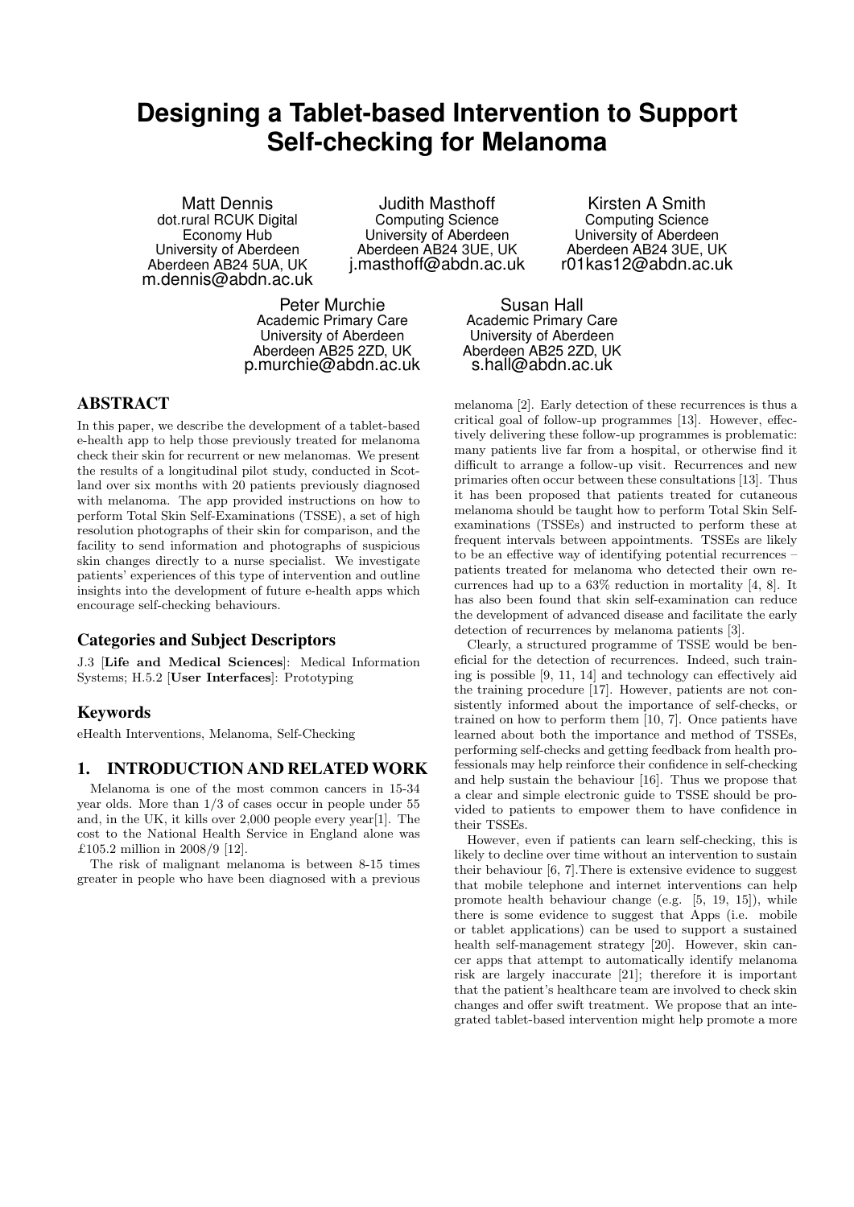# Designing a Tablet-based Intervention to Support Self-checking for Melanoma

Matt Dennis
dot.rural RCUK Digital Economy Hub
University of Aberdeen
Aberdeen AB24 5UA, UK
m.dennis@abdn.ac.uk

Judith Masthoff
Computing Science
University of Aberdeen
Aberdeen AB24 3UE, UK
j.masthoff@abdn.ac.uk

Kirsten A Smith
Computing Science
University of Aberdeen
Aberdeen AB24 3UE, UK
r01kas12@abdn.ac.uk

Peter Murchie
Academic Primary Care
University of Aberdeen
Aberdeen AB25 2ZD, UK
p.murchie@abdn.ac.uk

Susan Hall
Academic Primary Care
University of Aberdeen
Aberdeen AB25 2ZD, UK
s.hall@abdn.ac.uk

## ABSTRACT

In this paper, we describe the development of a tablet-based e-health app to help those previously treated for melanoma check their skin for recurrent or new melanomas. We present the results of a longitudinal pilot study, conducted in Scotland over six months with 20 patients previously diagnosed with melanoma. The app provided instructions on how to perform Total Skin Self-Examinations (TSSE), a set of high resolution photographs of their skin for comparison, and the facility to send information and photographs of suspicious skin changes directly to a nurse specialist. We investigate patients' experiences of this type of intervention and outline insights into the development of future e-health apps which encourage self-checking behaviours.

### Categories and Subject Descriptors

J.3 [**Life and Medical Sciences**]: Medical Information Systems; H.5.2 [**User Interfaces**]: Prototyping

### Keywords

eHealth Interventions, Melanoma, Self-Checking

## 1. INTRODUCTION AND RELATED WORK

Melanoma is one of the most common cancers in 15-34 year olds. More than 1/3 of cases occur in people under 55 and, in the UK, it kills over 2,000 people every year[1]. The cost to the National Health Service in England alone was £105.2 million in 2008/9 [12].

The risk of malignant melanoma is between 8-15 times greater in people who have been diagnosed with a previous melanoma [2]. Early detection of these recurrences is thus a critical goal of follow-up programmes [13]. However, effectively delivering these follow-up programmes is problematic: many patients live far from a hospital, or otherwise find it difficult to arrange a follow-up visit. Recurrences and new primaries often occur between these consultations [13]. Thus it has been proposed that patients treated for cutaneous melanoma should be taught how to perform Total Skin Self-examinations (TSSEs) and instructed to perform these at frequent intervals between appointments. TSSEs are likely to be an effective way of identifying potential recurrences – patients treated for melanoma who detected their own recurrences had up to a 63% reduction in mortality [4, 8]. It has also been found that skin self-examination can reduce the development of advanced disease and facilitate the early detection of recurrences by melanoma patients [3].

Clearly, a structured programme of TSSE would be beneficial for the detection of recurrences. Indeed, such training is possible [9, 11, 14] and technology can effectively aid the training procedure [17]. However, patients are not consistently informed about the importance of self-checks, or trained on how to perform them [10, 7]. Once patients have learned about both the importance and method of TSSEs, performing self-checks and getting feedback from health professionals may help reinforce their confidence in self-checking and help sustain the behaviour [16]. Thus we propose that a clear and simple electronic guide to TSSE should be provided to patients to empower them to have confidence in their TSSEs.

However, even if patients can learn self-checking, this is likely to decline over time without an intervention to sustain their behaviour [6, 7].There is extensive evidence to suggest that mobile telephone and internet interventions can help promote health behaviour change (e.g. [5, 19, 15]), while there is some evidence to suggest that Apps (i.e. mobile or tablet applications) can be used to support a sustained health self-management strategy [20]. However, skin cancer apps that attempt to automatically identify melanoma risk are largely inaccurate [21]; therefore it is important that the patient's healthcare team are involved to check skin changes and offer swift treatment. We propose that an integrated tablet-based intervention might help promote a more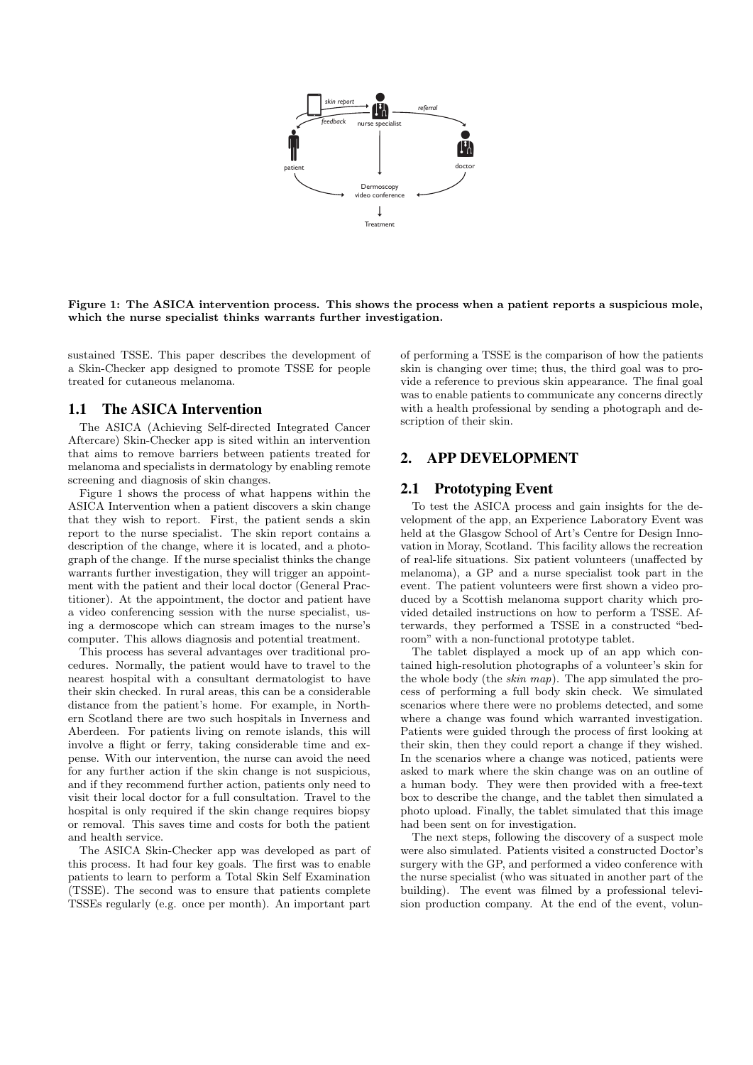**Figure 1: The ASICA intervention process. This shows the process when a patient reports a suspicious mole, which the nurse specialist thinks warrants further investigation.**

sustained TSSE. This paper describes the development of a Skin-Checker app designed to promote TSSE for people treated for cutaneous melanoma.

## 1.1 The ASICA Intervention

The ASICA (Achieving Self-directed Integrated Cancer Aftercare) Skin-Checker app is sited within an intervention that aims to remove barriers between patients treated for melanoma and specialists in dermatology by enabling remote screening and diagnosis of skin changes.

Figure 1 shows the process of what happens within the ASICA Intervention when a patient discovers a skin change that they wish to report. First, the patient sends a skin report to the nurse specialist. The skin report contains a description of the change, where it is located, and a photograph of the change. If the nurse specialist thinks the change warrants further investigation, they will trigger an appointment with the patient and their local doctor (General Practitioner). At the appointment, the doctor and patient have a video conferencing session with the nurse specialist, using a dermoscope which can stream images to the nurse's computer. This allows diagnosis and potential treatment.

This process has several advantages over traditional procedures. Normally, the patient would have to travel to the nearest hospital with a consultant dermatologist to have their skin checked. In rural areas, this can be a considerable distance from the patient's home. For example, in Northern Scotland there are two such hospitals in Inverness and Aberdeen. For patients living on remote islands, this will involve a flight or ferry, taking considerable time and expense. With our intervention, the nurse can avoid the need for any further action if the skin change is not suspicious, and if they recommend further action, patients only need to visit their local doctor for a full consultation. Travel to the hospital is only required if the skin change requires biopsy or removal. This saves time and costs for both the patient and health service.

The ASICA Skin-Checker app was developed as part of this process. It had four key goals. The first was to enable patients to learn to perform a Total Skin Self Examination (TSSE). The second was to ensure that patients complete TSSEs regularly (e.g. once per month). An important part of performing a TSSE is the comparison of how the patients skin is changing over time; thus, the third goal was to provide a reference to previous skin appearance. The final goal was to enable patients to communicate any concerns directly with a health professional by sending a photograph and description of their skin.

# 2. APP DEVELOPMENT

## 2.1 Prototyping Event

To test the ASICA process and gain insights for the development of the app, an Experience Laboratory Event was held at the Glasgow School of Art's Centre for Design Innovation in Moray, Scotland. This facility allows the recreation of real-life situations. Six patient volunteers (unaffected by melanoma), a GP and a nurse specialist took part in the event. The patient volunteers were first shown a video produced by a Scottish melanoma support charity which provided detailed instructions on how to perform a TSSE. Afterwards, they performed a TSSE in a constructed "bedroom" with a non-functional prototype tablet.

The tablet displayed a mock up of an app which contained high-resolution photographs of a volunteer's skin for the whole body (the *skin map*). The app simulated the process of performing a full body skin check. We simulated scenarios where there were no problems detected, and some where a change was found which warranted investigation. Patients were guided through the process of first looking at their skin, then they could report a change if they wished. In the scenarios where a change was noticed, patients were asked to mark where the skin change was on an outline of a human body. They were then provided with a free-text box to describe the change, and the tablet then simulated a photo upload. Finally, the tablet simulated that this image had been sent on for investigation.

The next steps, following the discovery of a suspect mole were also simulated. Patients visited a constructed Doctor's surgery with the GP, and performed a video conference with the nurse specialist (who was situated in another part of the building). The event was filmed by a professional television production company. At the end of the event, volun-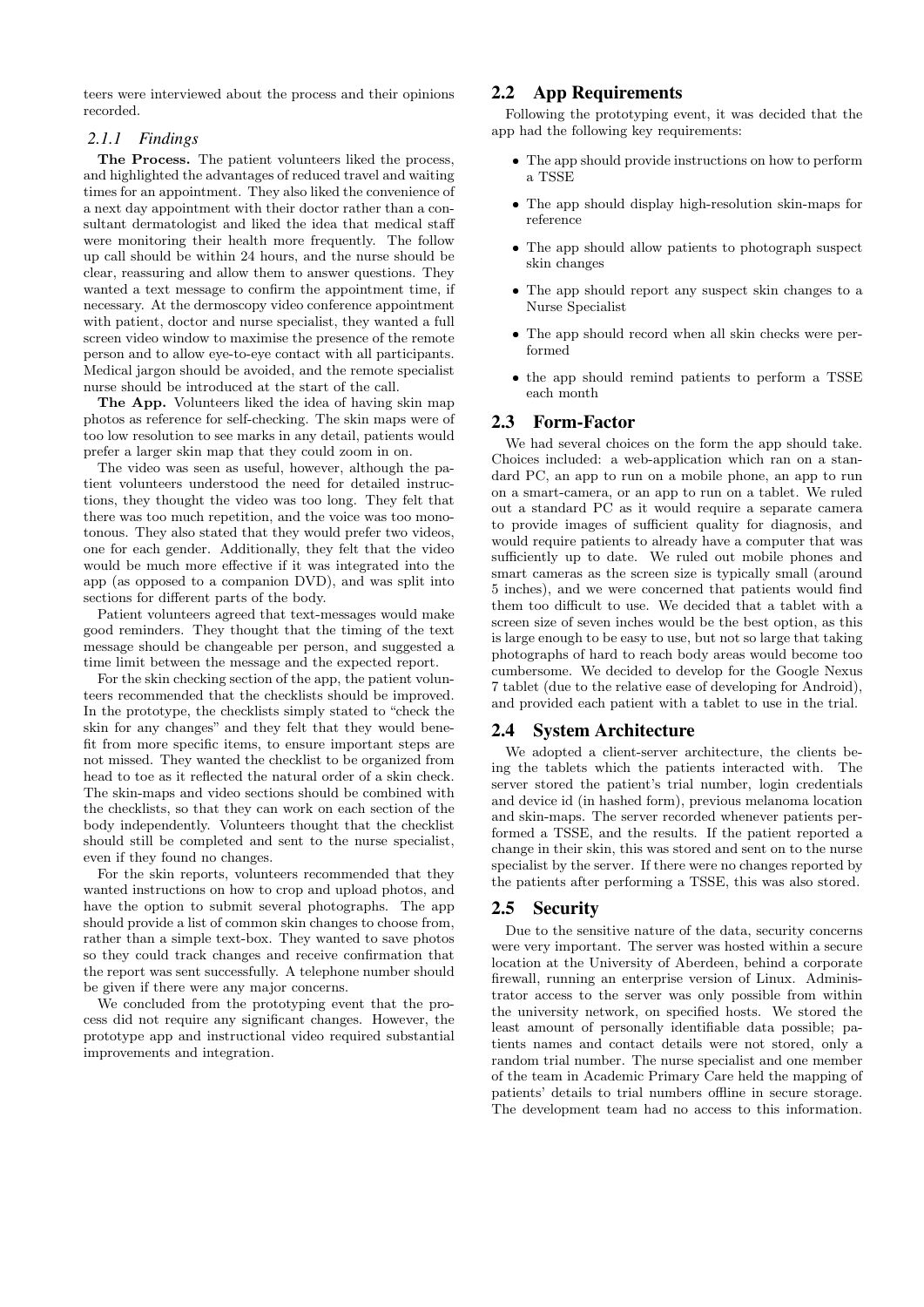teers were interviewed about the process and their opinions recorded.

#### 2.1.1 Findings

**The Process.** The patient volunteers liked the process, and highlighted the advantages of reduced travel and waiting times for an appointment. They also liked the convenience of a next day appointment with their doctor rather than a consultant dermatologist and liked the idea that medical staff were monitoring their health more frequently. The follow up call should be within 24 hours, and the nurse should be clear, reassuring and allow them to answer questions. They wanted a text message to confirm the appointment time, if necessary. At the dermoscopy video conference appointment with patient, doctor and nurse specialist, they wanted a full screen video window to maximise the presence of the remote person and to allow eye-to-eye contact with all participants. Medical jargon should be avoided, and the remote specialist nurse should be introduced at the start of the call.

**The App.** Volunteers liked the idea of having skin map photos as reference for self-checking. The skin maps were of too low resolution to see marks in any detail, patients would prefer a larger skin map that they could zoom in on.

The video was seen as useful, however, although the patient volunteers understood the need for detailed instructions, they thought the video was too long. They felt that there was too much repetition, and the voice was too monotonous. They also stated that they would prefer two videos, one for each gender. Additionally, they felt that the video would be much more effective if it was integrated into the app (as opposed to a companion DVD), and was split into sections for different parts of the body.

Patient volunteers agreed that text-messages would make good reminders. They thought that the timing of the text message should be changeable per person, and suggested a time limit between the message and the expected report.

For the skin checking section of the app, the patient volunteers recommended that the checklists should be improved. In the prototype, the checklists simply stated to "check the skin for any changes" and they felt that they would benefit from more specific items, to ensure important steps are not missed. They wanted the checklist to be organized from head to toe as it reflected the natural order of a skin check. The skin-maps and video sections should be combined with the checklists, so that they can work on each section of the body independently. Volunteers thought that the checklist should still be completed and sent to the nurse specialist, even if they found no changes.

For the skin reports, volunteers recommended that they wanted instructions on how to crop and upload photos, and have the option to submit several photographs. The app should provide a list of common skin changes to choose from, rather than a simple text-box. They wanted to save photos so they could track changes and receive confirmation that the report was sent successfully. A telephone number should be given if there were any major concerns.

We concluded from the prototyping event that the process did not require any significant changes. However, the prototype app and instructional video required substantial improvements and integration.

## 2.2 App Requirements

Following the prototyping event, it was decided that the app had the following key requirements:

- The app should provide instructions on how to perform a TSSE
- The app should display high-resolution skin-maps for reference
- The app should allow patients to photograph suspect skin changes
- The app should report any suspect skin changes to a Nurse Specialist
- The app should record when all skin checks were performed
- the app should remind patients to perform a TSSE each month

## 2.3 Form-Factor

We had several choices on the form the app should take. Choices included: a web-application which ran on a standard PC, an app to run on a mobile phone, an app to run on a smart-camera, or an app to run on a tablet. We ruled out a standard PC as it would require a separate camera to provide images of sufficient quality for diagnosis, and would require patients to already have a computer that was sufficiently up to date. We ruled out mobile phones and smart cameras as the screen size is typically small (around 5 inches), and we were concerned that patients would find them too difficult to use. We decided that a tablet with a screen size of seven inches would be the best option, as this is large enough to be easy to use, but not so large that taking photographs of hard to reach body areas would become too cumbersome. We decided to develop for the Google Nexus 7 tablet (due to the relative ease of developing for Android), and provided each patient with a tablet to use in the trial.

## 2.4 System Architecture

We adopted a client-server architecture, the clients being the tablets which the patients interacted with. The server stored the patient's trial number, login credentials and device id (in hashed form), previous melanoma location and skin-maps. The server recorded whenever patients performed a TSSE, and the results. If the patient reported a change in their skin, this was stored and sent on to the nurse specialist by the server. If there were no changes reported by the patients after performing a TSSE, this was also stored.

## 2.5 Security

Due to the sensitive nature of the data, security concerns were very important. The server was hosted within a secure location at the University of Aberdeen, behind a corporate firewall, running an enterprise version of Linux. Administrator access to the server was only possible from within the university network, on specified hosts. We stored the least amount of personally identifiable data possible; patients names and contact details were not stored, only a random trial number. The nurse specialist and one member of the team in Academic Primary Care held the mapping of patients' details to trial numbers offline in secure storage. The development team had no access to this information.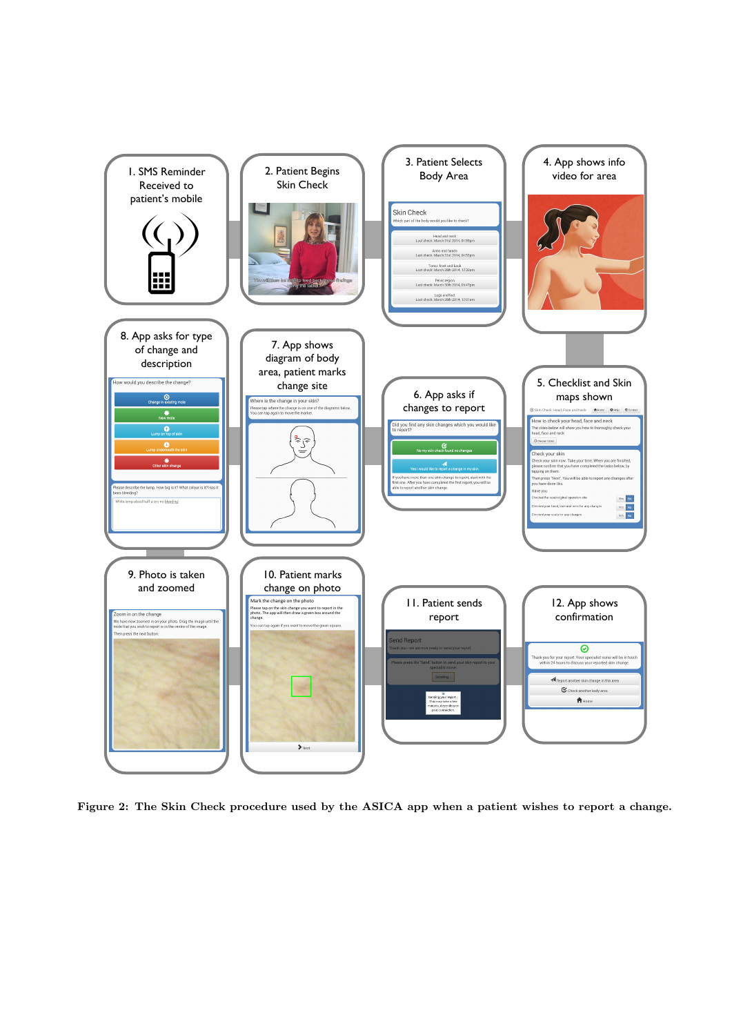**Figure 2: The Skin Check procedure used by the ASICA app when a patient wishes to report a change.**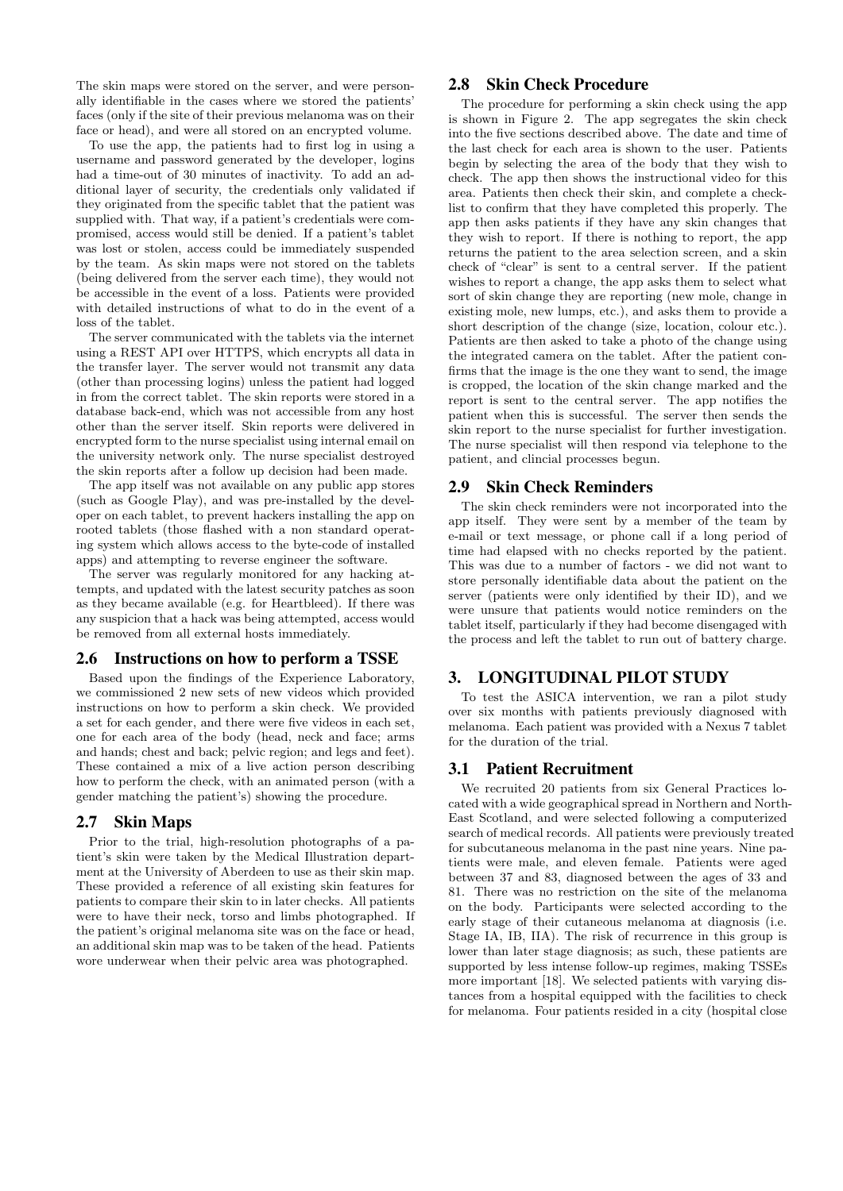The skin maps were stored on the server, and were personally identifiable in the cases where we stored the patients' faces (only if the site of their previous melanoma was on their face or head), and were all stored on an encrypted volume.

To use the app, the patients had to first log in using a username and password generated by the developer, logins had a time-out of 30 minutes of inactivity. To add an additional layer of security, the credentials only validated if they originated from the specific tablet that the patient was supplied with. That way, if a patient's credentials were compromised, access would still be denied. If a patient's tablet was lost or stolen, access could be immediately suspended by the team. As skin maps were not stored on the tablets (being delivered from the server each time), they would not be accessible in the event of a loss. Patients were provided with detailed instructions of what to do in the event of a loss of the tablet.

The server communicated with the tablets via the internet using a REST API over HTTPS, which encrypts all data in the transfer layer. The server would not transmit any data (other than processing logins) unless the patient had logged in from the correct tablet. The skin reports were stored in a database back-end, which was not accessible from any host other than the server itself. Skin reports were delivered in encrypted form to the nurse specialist using internal email on the university network only. The nurse specialist destroyed the skin reports after a follow up decision had been made.

The app itself was not available on any public app stores (such as Google Play), and was pre-installed by the developer on each tablet, to prevent hackers installing the app on rooted tablets (those flashed with a non standard operating system which allows access to the byte-code of installed apps) and attempting to reverse engineer the software.

The server was regularly monitored for any hacking attempts, and updated with the latest security patches as soon as they became available (e.g. for Heartbleed). If there was any suspicion that a hack was being attempted, access would be removed from all external hosts immediately.

## 2.6 Instructions on how to perform a TSSE

Based upon the findings of the Experience Laboratory, we commissioned 2 new sets of new videos which provided instructions on how to perform a skin check. We provided a set for each gender, and there were five videos in each set, one for each area of the body (head, neck and face; arms and hands; chest and back; pelvic region; and legs and feet). These contained a mix of a live action person describing how to perform the check, with an animated person (with a gender matching the patient's) showing the procedure.

## 2.7 Skin Maps

Prior to the trial, high-resolution photographs of a patient's skin were taken by the Medical Illustration department at the University of Aberdeen to use as their skin map. These provided a reference of all existing skin features for patients to compare their skin to in later checks. All patients were to have their neck, torso and limbs photographed. If the patient's original melanoma site was on the face or head, an additional skin map was to be taken of the head. Patients wore underwear when their pelvic area was photographed.

## 2.8 Skin Check Procedure

The procedure for performing a skin check using the app is shown in Figure 2. The app segregates the skin check into the five sections described above. The date and time of the last check for each area is shown to the user. Patients begin by selecting the area of the body that they wish to check. The app then shows the instructional video for this area. Patients then check their skin, and complete a checklist to confirm that they have completed this properly. The app then asks patients if they have any skin changes that they wish to report. If there is nothing to report, the app returns the patient to the area selection screen, and a skin check of "clear" is sent to a central server. If the patient wishes to report a change, the app asks them to select what sort of skin change they are reporting (new mole, change in existing mole, new lumps, etc.), and asks them to provide a short description of the change (size, location, colour etc.). Patients are then asked to take a photo of the change using the integrated camera on the tablet. After the patient confirms that the image is the one they want to send, the image is cropped, the location of the skin change marked and the report is sent to the central server. The app notifies the patient when this is successful. The server then sends the skin report to the nurse specialist for further investigation. The nurse specialist will then respond via telephone to the patient, and clincial processes begun.

## 2.9 Skin Check Reminders

The skin check reminders were not incorporated into the app itself. They were sent by a member of the team by e-mail or text message, or phone call if a long period of time had elapsed with no checks reported by the patient. This was due to a number of factors - we did not want to store personally identifiable data about the patient on the server (patients were only identified by their ID), and we were unsure that patients would notice reminders on the tablet itself, particularly if they had become disengaged with the process and left the tablet to run out of battery charge.

# 3. LONGITUDINAL PILOT STUDY

To test the ASICA intervention, we ran a pilot study over six months with patients previously diagnosed with melanoma. Each patient was provided with a Nexus 7 tablet for the duration of the trial.

## 3.1 Patient Recruitment

We recruited 20 patients from six General Practices located with a wide geographical spread in Northern and North-East Scotland, and were selected following a computerized search of medical records. All patients were previously treated for subcutaneous melanoma in the past nine years. Nine patients were male, and eleven female. Patients were aged between 37 and 83, diagnosed between the ages of 33 and 81. There was no restriction on the site of the melanoma on the body. Participants were selected according to the early stage of their cutaneous melanoma at diagnosis (i.e. Stage IA, IB, IIA). The risk of recurrence in this group is lower than later stage diagnosis; as such, these patients are supported by less intense follow-up regimes, making TSSEs more important [18]. We selected patients with varying distances from a hospital equipped with the facilities to check for melanoma. Four patients resided in a city (hospital close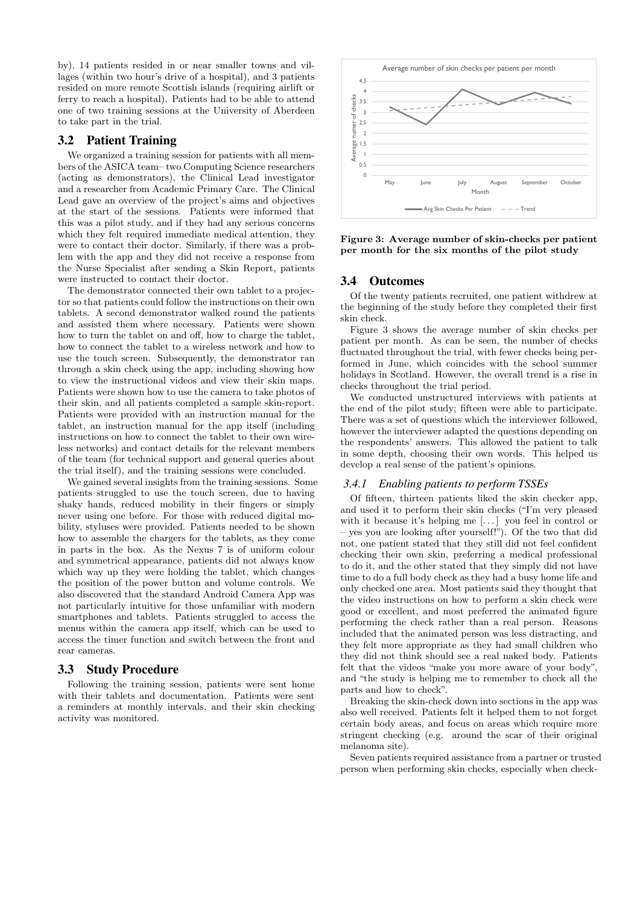by), 14 patients resided in or near smaller towns and villages (within two hour's drive of a hospital), and 3 patients resided on more remote Scottish islands (requiring airlift or ferry to reach a hospital). Patients had to be able to attend one of two training sessions at the University of Aberdeen to take part in the trial.

## 3.2 Patient Training

We organized a training session for patients with all members of the ASICA team– two Computing Science researchers (acting as demonstrators), the Clinical Lead investigator and a researcher from Academic Primary Care. The Clinical Lead gave an overview of the project's aims and objectives at the start of the sessions. Patients were informed that this was a pilot study, and if they had any serious concerns which they felt required immediate medical attention, they were to contact their doctor. Similarly, if there was a problem with the app and they did not receive a response from the Nurse Specialist after sending a Skin Report, patients were instructed to contact their doctor.

The demonstrator connected their own tablet to a projector so that patients could follow the instructions on their own tablets. A second demonstrator walked round the patients and assisted them where necessary. Patients were shown how to turn the tablet on and off, how to charge the tablet, how to connect the tablet to a wireless network and how to use the touch screen. Subsequently, the demonstrator ran through a skin check using the app, including showing how to view the instructional videos and view their skin maps. Patients were shown how to use the camera to take photos of their skin, and all patients completed a sample skin-report. Patients were provided with an instruction manual for the tablet, an instruction manual for the app itself (including instructions on how to connect the tablet to their own wireless networks) and contact details for the relevant members of the team (for technical support and general queries about the trial itself), and the training sessions were concluded.

We gained several insights from the training sessions. Some patients struggled to use the touch screen, due to having shaky hands, reduced mobility in their fingers or simply never using one before. For those with reduced digital mobility, styluses were provided. Patients needed to be shown how to assemble the chargers for the tablets, as they come in parts in the box. As the Nexus 7 is of uniform colour and symmetrical appearance, patients did not always know which way up they were holding the tablet, which changes the position of the power button and volume controls. We also discovered that the standard Android Camera App was not particularly intuitive for those unfamiliar with modern smartphones and tablets. Patients struggled to access the menus within the camera app itself, which can be used to access the timer function and switch between the front and rear cameras.

## 3.3 Study Procedure

Following the training session, patients were sent home with their tablets and documentation. Patients were sent a reminders at monthly intervals, and their skin checking activity was monitored.

**Figure 3: Average number of skin-checks per patient per month for the six months of the pilot study**

## 3.4 Outcomes

Of the twenty patients recruited, one patient withdrew at the beginning of the study before they completed their first skin check.

Figure 3 shows the average number of skin checks per patient per month. As can be seen, the number of checks fluctuated throughout the trial, with fewer checks being performed in June, which coincides with the school summer holidays in Scotland. However, the overall trend is a rise in checks throughout the trial period.

We conducted unstructured interviews with patients at the end of the pilot study; fifteen were able to participate. There was a set of questions which the interviewer followed, however the interviewer adapted the questions depending on the respondents' answers. This allowed the patient to talk in some depth, choosing their own words. This helped us develop a real sense of the patient's opinions.

### 3.4.1 Enabling patients to perform TSSEs

Of fifteen, thirteen patients liked the skin checker app, and used it to perform their skin checks ("I'm very pleased with it because it's helping me [...] you feel in control or – yes you are looking after yourself!"). Of the two that did not, one patient stated that they still did not feel confident checking their own skin, preferring a medical professional to do it, and the other stated that they simply did not have time to do a full body check as they had a busy home life and only checked one area. Most patients said they thought that the video instructions on how to perform a skin check were good or excellent, and most preferred the animated figure performing the check rather than a real person. Reasons included that the animated person was less distracting, and they felt more appropriate as they had small children who they did not think should see a real naked body. Patients felt that the videos "make you more aware of your body", and "the study is helping me to remember to check all the parts and how to check".

Breaking the skin-check down into sections in the app was also well received. Patients felt it helped them to not forget certain body areas, and focus on areas which require more stringent checking (e.g. around the scar of their original melanoma site).

Seven patients required assistance from a partner or trusted person when performing skin checks, especially when check-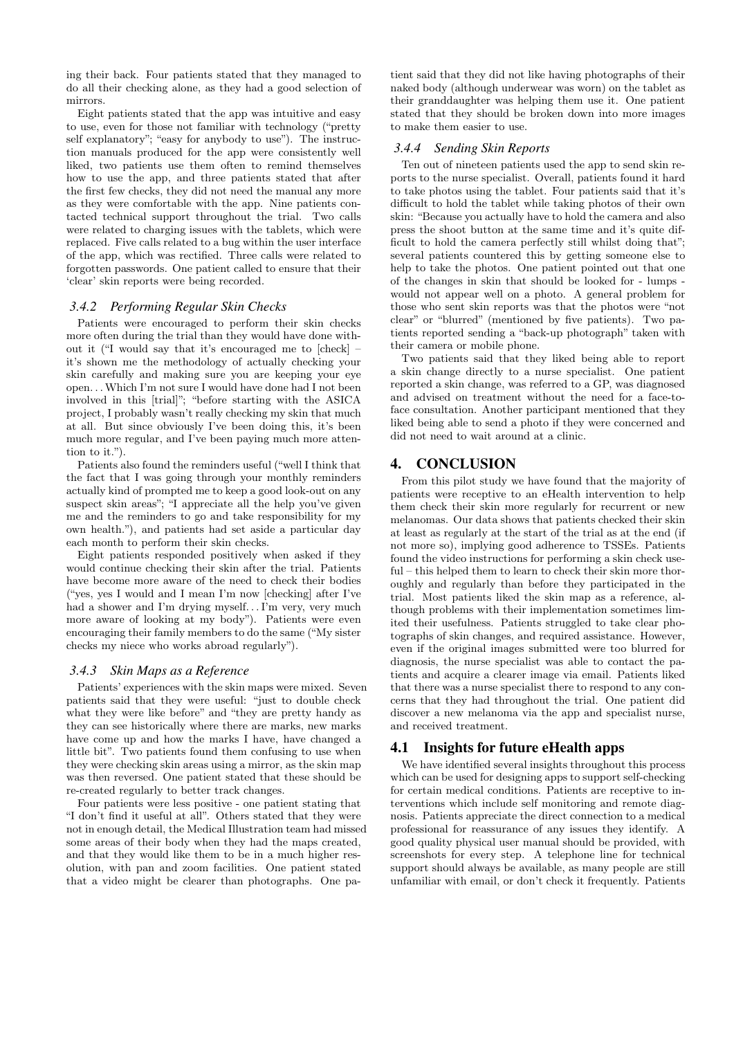ing their back. Four patients stated that they managed to do all their checking alone, as they had a good selection of mirrors.

Eight patients stated that the app was intuitive and easy to use, even for those not familiar with technology ("pretty self explanatory"; "easy for anybody to use"). The instruction manuals produced for the app were consistently well liked, two patients use them often to remind themselves how to use the app, and three patients stated that after the first few checks, they did not need the manual any more as they were comfortable with the app. Nine patients contacted technical support throughout the trial. Two calls were related to charging issues with the tablets, which were replaced. Five calls related to a bug within the user interface of the app, which was rectified. Three calls were related to forgotten passwords. One patient called to ensure that their 'clear' skin reports were being recorded.

### 3.4.2 Performing Regular Skin Checks

Patients were encouraged to perform their skin checks more often during the trial than they would have done without it ("I would say that it's encouraged me to [check] – it's shown me the methodology of actually checking your skin carefully and making sure you are keeping your eye open. . . Which I'm not sure I would have done had I not been involved in this [trial]"; "before starting with the ASICA project, I probably wasn't really checking my skin that much at all. But since obviously I've been doing this, it's been much more regular, and I've been paying much more attention to it.").

Patients also found the reminders useful ("well I think that the fact that I was going through your monthly reminders actually kind of prompted me to keep a good look-out on any suspect skin areas"; "I appreciate all the help you've given me and the reminders to go and take responsibility for my own health."), and patients had set aside a particular day each month to perform their skin checks.

Eight patients responded positively when asked if they would continue checking their skin after the trial. Patients have become more aware of the need to check their bodies ("yes, yes I would and I mean I'm now [checking] after I've had a shower and I'm drying myself. . . I'm very, very much more aware of looking at my body"). Patients were even encouraging their family members to do the same ("My sister checks my niece who works abroad regularly").

### 3.4.3 Skin Maps as a Reference

Patients' experiences with the skin maps were mixed. Seven patients said that they were useful: "just to double check what they were like before" and "they are pretty handy as they can see historically where there are marks, new marks have come up and how the marks I have, have changed a little bit". Two patients found them confusing to use when they were checking skin areas using a mirror, as the skin map was then reversed. One patient stated that these should be re-created regularly to better track changes.

Four patients were less positive - one patient stating that "I don't find it useful at all". Others stated that they were not in enough detail, the Medical Illustration team had missed some areas of their body when they had the maps created, and that they would like them to be in a much higher resolution, with pan and zoom facilities. One patient stated that a video might be clearer than photographs. One patient said that they did not like having photographs of their naked body (although underwear was worn) on the tablet as their granddaughter was helping them use it. One patient stated that they should be broken down into more images to make them easier to use.

### 3.4.4 Sending Skin Reports

Ten out of nineteen patients used the app to send skin reports to the nurse specialist. Overall, patients found it hard to take photos using the tablet. Four patients said that it's difficult to hold the tablet while taking photos of their own skin: "Because you actually have to hold the camera and also press the shoot button at the same time and it's quite difficult to hold the camera perfectly still whilst doing that"; several patients countered this by getting someone else to help to take the photos. One patient pointed out that one of the changes in skin that should be looked for - lumps - would not appear well on a photo. A general problem for those who sent skin reports was that the photos were "not clear" or "blurred" (mentioned by five patients). Two patients reported sending a "back-up photograph" taken with their camera or mobile phone.

Two patients said that they liked being able to report a skin change directly to a nurse specialist. One patient reported a skin change, was referred to a GP, was diagnosed and advised on treatment without the need for a face-to-face consultation. Another participant mentioned that they liked being able to send a photo if they were concerned and did not need to wait around at a clinic.

## 4. CONCLUSION

From this pilot study we have found that the majority of patients were receptive to an eHealth intervention to help them check their skin more regularly for recurrent or new melanomas. Our data shows that patients checked their skin at least as regularly at the start of the trial as at the end (if not more so), implying good adherence to TSSEs. Patients found the video instructions for performing a skin check useful – this helped them to learn to check their skin more thoroughly and regularly than before they participated in the trial. Most patients liked the skin map as a reference, although problems with their implementation sometimes limited their usefulness. Patients struggled to take clear photographs of skin changes, and required assistance. However, even if the original images submitted were too blurred for diagnosis, the nurse specialist was able to contact the patients and acquire a clearer image via email. Patients liked that there was a nurse specialist there to respond to any concerns that they had throughout the trial. One patient did discover a new melanoma via the app and specialist nurse, and received treatment.

## 4.1 Insights for future eHealth apps

We have identified several insights throughout this process which can be used for designing apps to support self-checking for certain medical conditions. Patients are receptive to interventions which include self monitoring and remote diagnosis. Patients appreciate the direct connection to a medical professional for reassurance of any issues they identify. A good quality physical user manual should be provided, with screenshots for every step. A telephone line for technical support should always be available, as many people are still unfamiliar with email, or don't check it frequently. Patients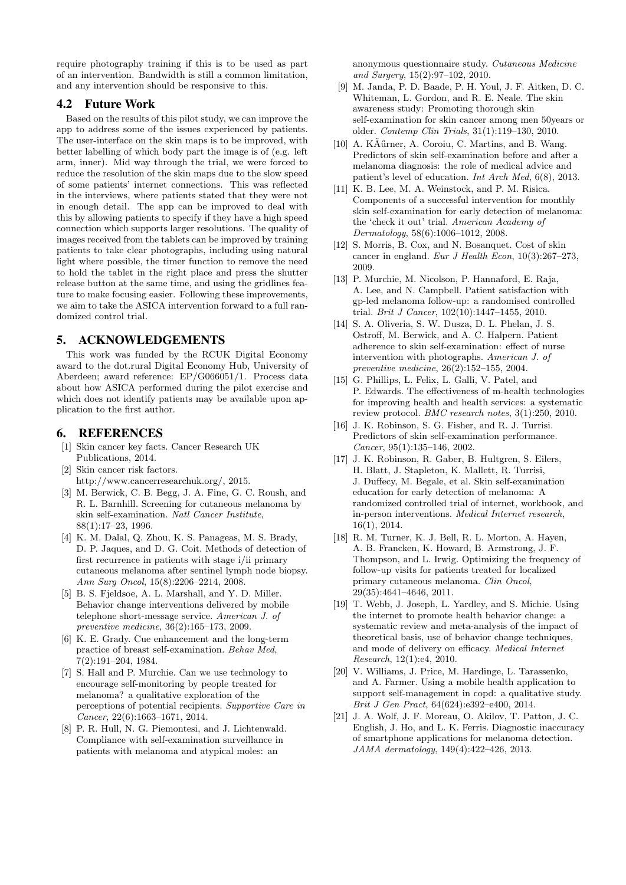require photography training if this is to be used as part of an intervention. Bandwidth is still a common limitation, and any intervention should be responsive to this.

### 4.2 Future Work

Based on the results of this pilot study, we can improve the app to address some of the issues experienced by patients. The user-interface on the skin maps is to be improved, with better labelling of which body part the image is of (e.g. left arm, inner). Mid way through the trial, we were forced to reduce the resolution of the skin maps due to the slow speed of some patients' internet connections. This was reflected in the interviews, where patients stated that they were not in enough detail. The app can be improved to deal with this by allowing patients to specify if they have a high speed connection which supports larger resolutions. The quality of images received from the tablets can be improved by training patients to take clear photographs, including using natural light where possible, the timer function to remove the need to hold the tablet in the right place and press the shutter release button at the same time, and using the gridlines feature to make focusing easier. Following these improvements, we aim to take the ASICA intervention forward to a full randomized control trial.

## 5. ACKNOWLEDGEMENTS

This work was funded by the RCUK Digital Economy award to the dot.rural Digital Economy Hub, University of Aberdeen; award reference: EP/G066051/1. Process data about how ASICA performed during the pilot exercise and which does not identify patients may be available upon application to the first author.

## 6. REFERENCES

[1] Skin cancer key facts. Cancer Research UK Publications, 2014.

[2] Skin cancer risk factors. http://www.cancerresearchuk.org/, 2015.

[3] M. Berwick, C. B. Begg, J. A. Fine, G. C. Roush, and R. L. Barnhill. Screening for cutaneous melanoma by skin self-examination. *Natl Cancer Institute*, 88(1):17–23, 1996.

[4] K. M. Dalal, Q. Zhou, K. S. Panageas, M. S. Brady, D. P. Jaques, and D. G. Coit. Methods of detection of first recurrence in patients with stage i/ii primary cutaneous melanoma after sentinel lymph node biopsy. *Ann Surg Oncol*, 15(8):2206–2214, 2008.

[5] B. S. Fjeldsoe, A. L. Marshall, and Y. D. Miller. Behavior change interventions delivered by mobile telephone short-message service. *American J. of preventive medicine*, 36(2):165–173, 2009.

[6] K. E. Grady. Cue enhancement and the long-term practice of breast self-examination. *Behav Med*, 7(2):191–204, 1984.

[7] S. Hall and P. Murchie. Can we use technology to encourage self-monitoring by people treated for melanoma? a qualitative exploration of the perceptions of potential recipients. *Supportive Care in Cancer*, 22(6):1663–1671, 2014.

[8] P. R. Hull, N. G. Piemontesi, and J. Lichtenwald. Compliance with self-examination surveillance in patients with melanoma and atypical moles: an anonymous questionnaire study. *Cutaneous Medicine and Surgery*, 15(2):97–102, 2010.

[9] M. Janda, P. D. Baade, P. H. Youl, J. F. Aitken, D. C. Whiteman, L. Gordon, and R. E. Neale. The skin awareness study: Promoting thorough skin self-examination for skin cancer among men 50years or older. *Contemp Clin Trials*, 31(1):119–130, 2010.

[10] A. KÃűrner, A. Coroiu, C. Martins, and B. Wang. Predictors of skin self-examination before and after a melanoma diagnosis: the role of medical advice and patient's level of education. *Int Arch Med*, 6(8), 2013.

[11] K. B. Lee, M. A. Weinstock, and P. M. Risica. Components of a successful intervention for monthly skin self-examination for early detection of melanoma: the 'check it out' trial. *American Academy of Dermatology*, 58(6):1006–1012, 2008.

[12] S. Morris, B. Cox, and N. Bosanquet. Cost of skin cancer in england. *Eur J Health Econ*, 10(3):267–273, 2009.

[13] P. Murchie, M. Nicolson, P. Hannaford, E. Raja, A. Lee, and N. Campbell. Patient satisfaction with gp-led melanoma follow-up: a randomised controlled trial. *Brit J Cancer*, 102(10):1447–1455, 2010.

[14] S. A. Oliveria, S. W. Dusza, D. L. Phelan, J. S. Ostroff, M. Berwick, and A. C. Halpern. Patient adherence to skin self-examination: effect of nurse intervention with photographs. *American J. of preventive medicine*, 26(2):152–155, 2004.

[15] G. Phillips, L. Felix, L. Galli, V. Patel, and P. Edwards. The effectiveness of m-health technologies for improving health and health services: a systematic review protocol. *BMC research notes*, 3(1):250, 2010.

[16] J. K. Robinson, S. G. Fisher, and R. J. Turrisi. Predictors of skin self-examination performance. *Cancer*, 95(1):135–146, 2002.

[17] J. K. Robinson, R. Gaber, B. Hultgren, S. Eilers, H. Blatt, J. Stapleton, K. Mallett, R. Turrisi, J. Duffecy, M. Begale, et al. Skin self-examination education for early detection of melanoma: A randomized controlled trial of internet, workbook, and in-person interventions. *Medical Internet research*, 16(1), 2014.

[18] R. M. Turner, K. J. Bell, R. L. Morton, A. Hayen, A. B. Francken, K. Howard, B. Armstrong, J. F. Thompson, and L. Irwig. Optimizing the frequency of follow-up visits for patients treated for localized primary cutaneous melanoma. *Clin Oncol*, 29(35):4641–4646, 2011.

[19] T. Webb, J. Joseph, L. Yardley, and S. Michie. Using the internet to promote health behavior change: a systematic review and meta-analysis of the impact of theoretical basis, use of behavior change techniques, and mode of delivery on efficacy. *Medical Internet Research*, 12(1):e4, 2010.

[20] V. Williams, J. Price, M. Hardinge, L. Tarassenko, and A. Farmer. Using a mobile health application to support self-management in copd: a qualitative study. *Brit J Gen Pract*, 64(624):e392–e400, 2014.

[21] J. A. Wolf, J. F. Moreau, O. Akilov, T. Patton, J. C. English, J. Ho, and L. K. Ferris. Diagnostic inaccuracy of smartphone applications for melanoma detection. *JAMA dermatology*, 149(4):422–426, 2013.